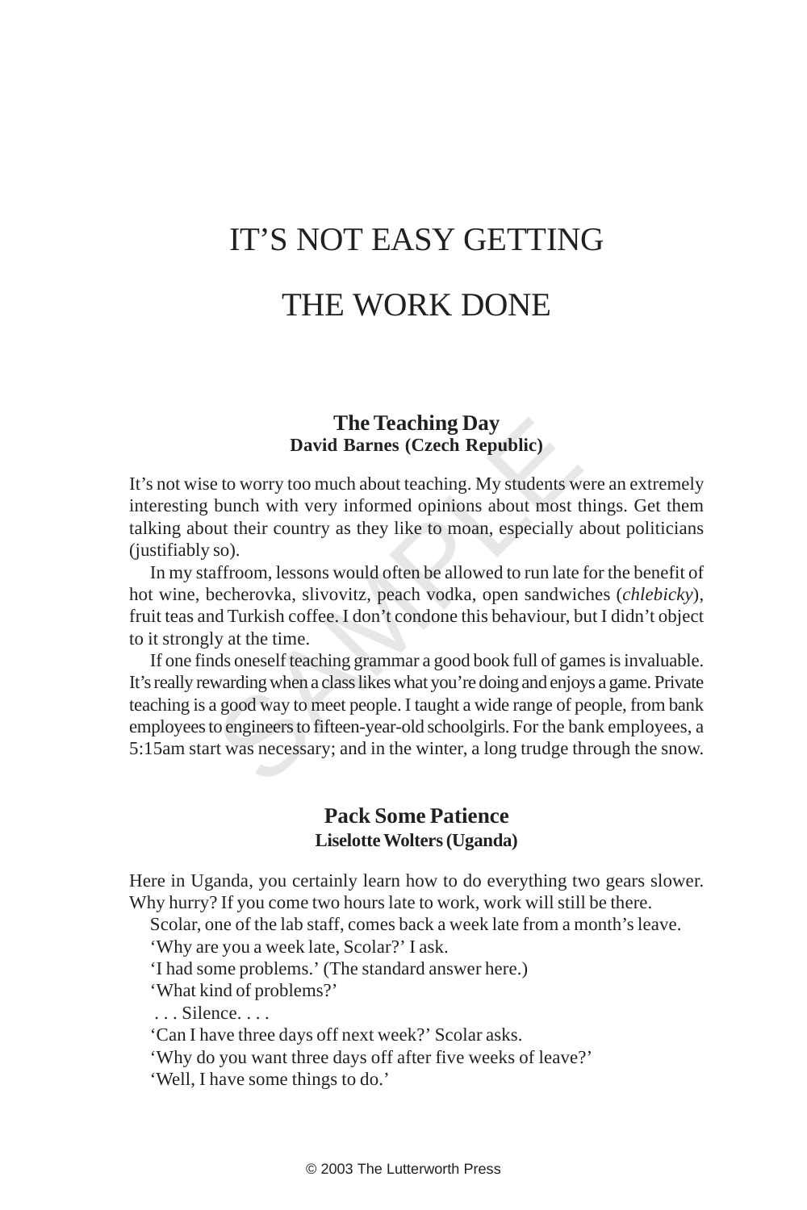# IT'S NOT EASY GETTING THE WORK DONE

## The Teaching Day

**David Barnes (Czech Republic)**

It's not wise to worry too much about teaching. My students were an extremely interesting bunch with very informed opinions about most things. Get them talking about their country as they like to moan, especially about politicians (justifiably so).

In my staffroom, lessons would often be allowed to run late for the benefit of hot wine, becherovka, slivovitz, peach vodka, open sandwiches (*chlebicky*), fruit teas and Turkish coffee. I don't condone this behaviour, but I didn't object to it strongly at the time.

If one finds oneself teaching grammar a good book full of games is invaluable. It's really rewarding when a class likes what you're doing and enjoys a game. Private teaching is a good way to meet people. I taught a wide range of people, from bank employees to engineers to fifteen-year-old schoolgirls. For the bank employees, a 5:15am start was necessary; and in the winter, a long trudge through the snow.

## Pack Some Patience

**Liselotte Wolters (Uganda)**

Here in Uganda, you certainly learn how to do everything two gears slower. Why hurry? If you come two hours late to work, work will still be there.

Scolar, one of the lab staff, comes back a week late from a month's leave.

'Why are you a week late, Scolar?' I ask.

'I had some problems.' (The standard answer here.)

'What kind of problems?'

. . . Silence. . . .

'Can I have three days off next week?' Scolar asks.

'Why do you want three days off after five weeks of leave?'

'Well, I have some things to do.'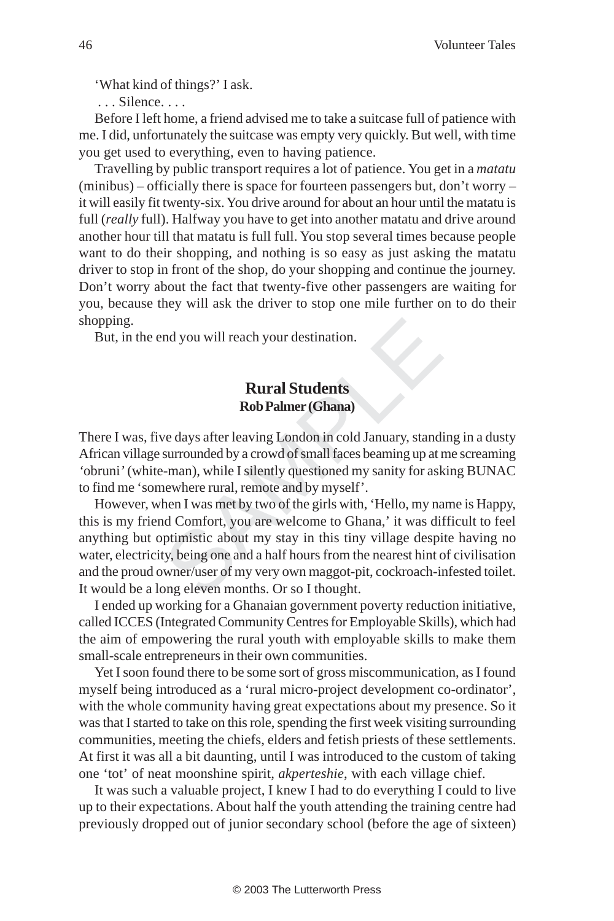'What kind of things?' I ask.

. . . Silence. . . .

Before I left home, a friend advised me to take a suitcase full of patience with me. I did, unfortunately the suitcase was empty very quickly. But well, with time you get used to everything, even to having patience.

Travelling by public transport requires a lot of patience. You get in a *matatu* (minibus) – officially there is space for fourteen passengers but, don't worry – it will easily fit twenty-six. You drive around for about an hour until the matatu is full (*really* full). Halfway you have to get into another matatu and drive around another hour till that matatu is full full. You stop several times because people want to do their shopping, and nothing is so easy as just asking the matatu driver to stop in front of the shop, do your shopping and continue the journey. Don't worry about the fact that twenty-five other passengers are waiting for you, because they will ask the driver to stop one mile further on to do their shopping.

But, in the end you will reach your destination.

## Rural Students

**Rob Palmer (Ghana)**

There I was, five days after leaving London in cold January, standing in a dusty African village surrounded by a crowd of small faces beaming up at me screaming '*obruni'* (white-man), while I silently questioned my sanity for asking BUNAC to find me 'somewhere rural, remote and by myself'.

However, when I was met by two of the girls with, 'Hello, my name is Happy, this is my friend Comfort, you are welcome to Ghana,' it was difficult to feel anything but optimistic about my stay in this tiny village despite having no water, electricity, being one and a half hours from the nearest hint of civilisation and the proud owner/user of my very own maggot-pit, cockroach-infested toilet. It would be a long eleven months. Or so I thought.

I ended up working for a Ghanaian government poverty reduction initiative, called ICCES (Integrated Community Centres for Employable Skills), which had the aim of empowering the rural youth with employable skills to make them small-scale entrepreneurs in their own communities.

Yet I soon found there to be some sort of gross miscommunication, as I found myself being introduced as a 'rural micro-project development co-ordinator', with the whole community having great expectations about my presence. So it was that I started to take on this role, spending the first week visiting surrounding communities, meeting the chiefs, elders and fetish priests of these settlements. At first it was all a bit daunting, until I was introduced to the custom of taking one 'tot' of neat moonshine spirit, *akperteshie*, with each village chief.

It was such a valuable project, I knew I had to do everything I could to live up to their expectations. About half the youth attending the training centre had previously dropped out of junior secondary school (before the age of sixteen)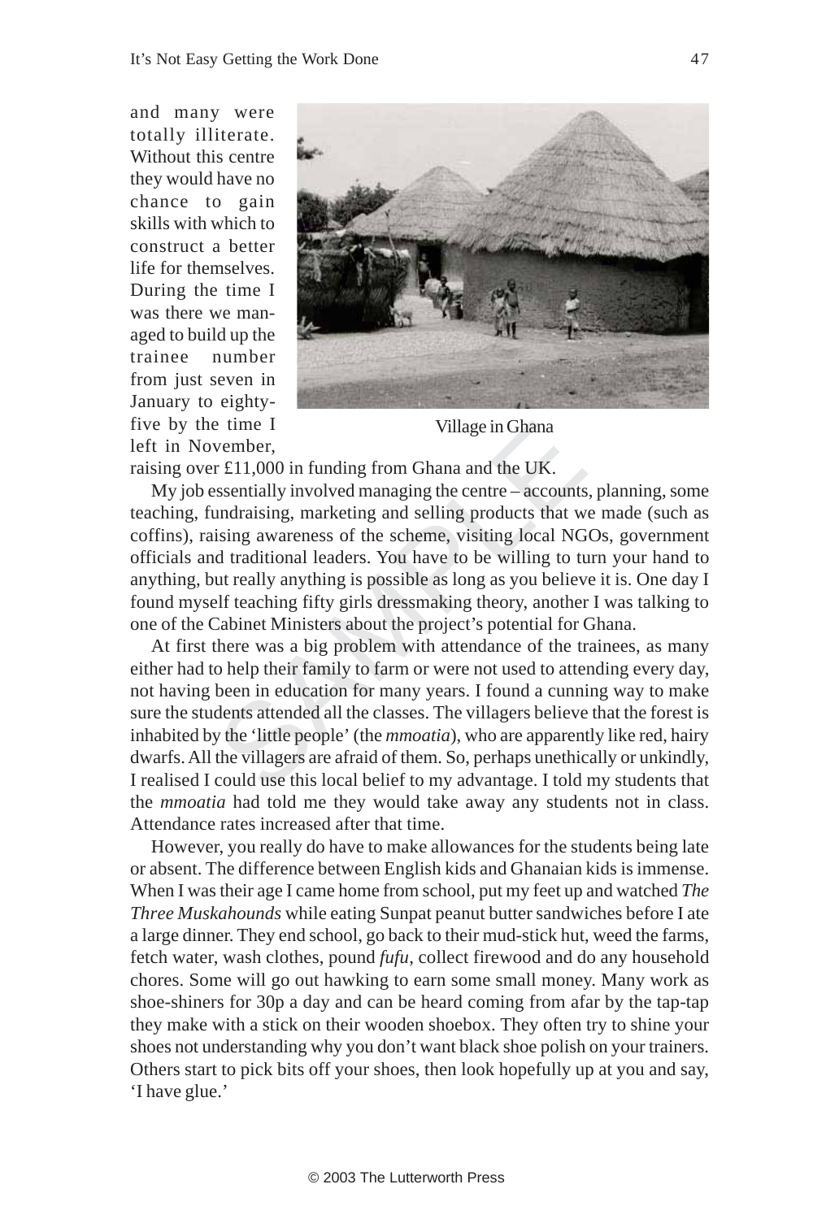and many were totally illiterate. Without this centre they would have no chance to gain skills with which to construct a better life for themselves. During the time I was there we managed to build up the trainee number from just seven in January to eighty-five by the time I left in November, raising over £11,000 in funding from Ghana and the UK.

Village in Ghana

My job essentially involved managing the centre – accounts, planning, some teaching, fundraising, marketing and selling products that we made (such as coffins), raising awareness of the scheme, visiting local NGOs, government officials and traditional leaders. You have to be willing to turn your hand to anything, but really anything is possible as long as you believe it is. One day I found myself teaching fifty girls dressmaking theory, another I was talking to one of the Cabinet Ministers about the project's potential for Ghana.

At first there was a big problem with attendance of the trainees, as many either had to help their family to farm or were not used to attending every day, not having been in education for many years. I found a cunning way to make sure the students attended all the classes. The villagers believe that the forest is inhabited by the 'little people' (the *mmoatia*), who are apparently like red, hairy dwarfs. All the villagers are afraid of them. So, perhaps unethically or unkindly, I realised I could use this local belief to my advantage. I told my students that the *mmoatia* had told me they would take away any students not in class. Attendance rates increased after that time.

However, you really do have to make allowances for the students being late or absent. The difference between English kids and Ghanaian kids is immense. When I was their age I came home from school, put my feet up and watched *The Three Muskahounds* while eating Sunpat peanut butter sandwiches before I ate a large dinner. They end school, go back to their mud-stick hut, weed the farms, fetch water, wash clothes, pound *fufu*, collect firewood and do any household chores. Some will go out hawking to earn some small money. Many work as shoe-shiners for 30p a day and can be heard coming from afar by the tap-tap they make with a stick on their wooden shoebox. They often try to shine your shoes not understanding why you don't want black shoe polish on your trainers. Others start to pick bits off your shoes, then look hopefully up at you and say, 'I have glue.'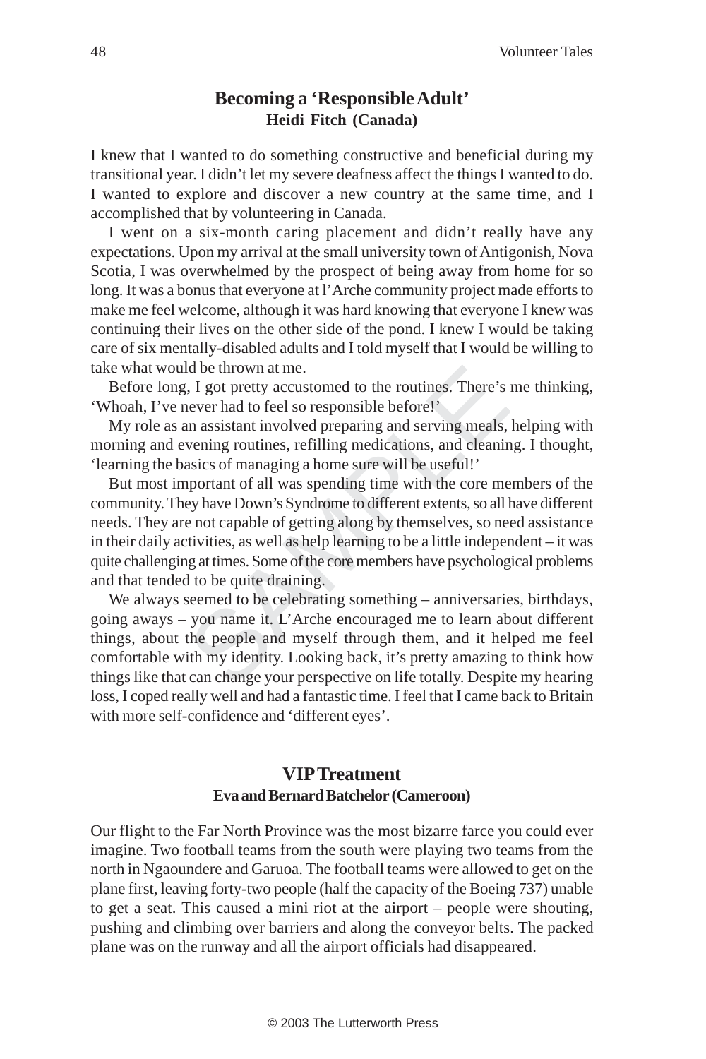## Becoming a 'Responsible Adult'

**Heidi Fitch (Canada)**

I knew that I wanted to do something constructive and beneficial during my transitional year. I didn't let my severe deafness affect the things I wanted to do. I wanted to explore and discover a new country at the same time, and I accomplished that by volunteering in Canada.

I went on a six-month caring placement and didn't really have any expectations. Upon my arrival at the small university town of Antigonish, Nova Scotia, I was overwhelmed by the prospect of being away from home for so long. It was a bonus that everyone at l'Arche community project made efforts to make me feel welcome, although it was hard knowing that everyone I knew was continuing their lives on the other side of the pond. I knew I would be taking care of six mentally-disabled adults and I told myself that I would be willing to take what would be thrown at me.

Before long, I got pretty accustomed to the routines. There's me thinking, 'Whoah, I've never had to feel so responsible before!'

My role as an assistant involved preparing and serving meals, helping with morning and evening routines, refilling medications, and cleaning. I thought, 'learning the basics of managing a home sure will be useful!'

But most important of all was spending time with the core members of the community. They have Down's Syndrome to different extents, so all have different needs. They are not capable of getting along by themselves, so need assistance in their daily activities, as well as help learning to be a little independent – it was quite challenging at times. Some of the core members have psychological problems and that tended to be quite draining.

We always seemed to be celebrating something – anniversaries, birthdays, going aways – you name it. L'Arche encouraged me to learn about different things, about the people and myself through them, and it helped me feel comfortable with my identity. Looking back, it's pretty amazing to think how things like that can change your perspective on life totally. Despite my hearing loss, I coped really well and had a fantastic time. I feel that I came back to Britain with more self-confidence and 'different eyes'.

## VIP Treatment

**Eva and Bernard Batchelor (Cameroon)**

Our flight to the Far North Province was the most bizarre farce you could ever imagine. Two football teams from the south were playing two teams from the north in Ngaoundere and Garuoa. The football teams were allowed to get on the plane first, leaving forty-two people (half the capacity of the Boeing 737) unable to get a seat. This caused a mini riot at the airport – people were shouting, pushing and climbing over barriers and along the conveyor belts. The packed plane was on the runway and all the airport officials had disappeared.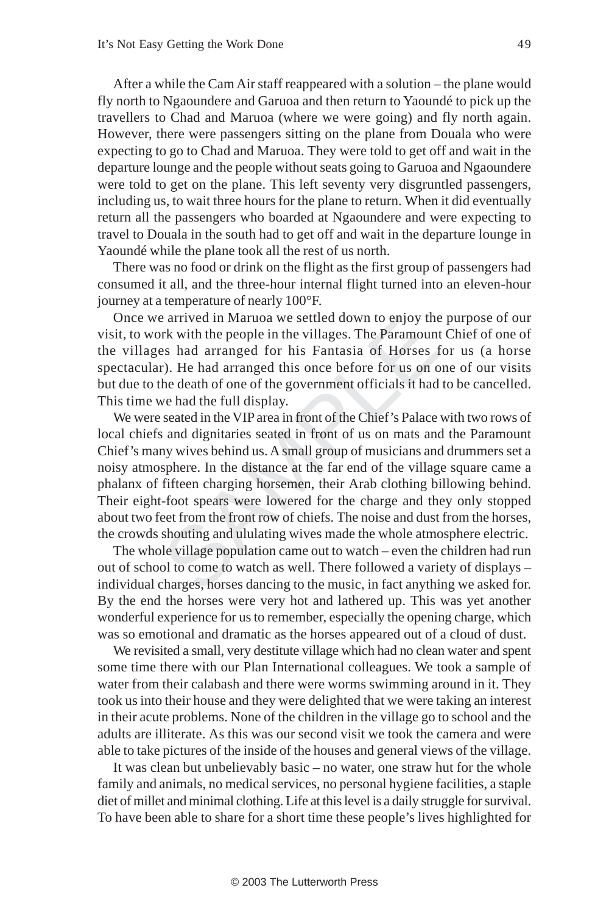After a while the Cam Air staff reappeared with a solution – the plane would fly north to Ngaoundere and Garuoa and then return to Yaoundé to pick up the travellers to Chad and Maruoa (where we were going) and fly north again. However, there were passengers sitting on the plane from Douala who were expecting to go to Chad and Maruoa. They were told to get off and wait in the departure lounge and the people without seats going to Garuoa and Ngaoundere were told to get on the plane. This left seventy very disgruntled passengers, including us, to wait three hours for the plane to return. When it did eventually return all the passengers who boarded at Ngaoundere and were expecting to travel to Douala in the south had to get off and wait in the departure lounge in Yaoundé while the plane took all the rest of us north.

There was no food or drink on the flight as the first group of passengers had consumed it all, and the three-hour internal flight turned into an eleven-hour journey at a temperature of nearly 100°F.

Once we arrived in Maruoa we settled down to enjoy the purpose of our visit, to work with the people in the villages. The Paramount Chief of one of the villages had arranged for his Fantasia of Horses for us (a horse spectacular). He had arranged this once before for us on one of our visits but due to the death of one of the government officials it had to be cancelled. This time we had the full display.

We were seated in the VIP area in front of the Chief's Palace with two rows of local chiefs and dignitaries seated in front of us on mats and the Paramount Chief's many wives behind us. A small group of musicians and drummers set a noisy atmosphere. In the distance at the far end of the village square came a phalanx of fifteen charging horsemen, their Arab clothing billowing behind. Their eight-foot spears were lowered for the charge and they only stopped about two feet from the front row of chiefs. The noise and dust from the horses, the crowds shouting and ululating wives made the whole atmosphere electric.

The whole village population came out to watch – even the children had run out of school to come to watch as well. There followed a variety of displays – individual charges, horses dancing to the music, in fact anything we asked for. By the end the horses were very hot and lathered up. This was yet another wonderful experience for us to remember, especially the opening charge, which was so emotional and dramatic as the horses appeared out of a cloud of dust.

We revisited a small, very destitute village which had no clean water and spent some time there with our Plan International colleagues. We took a sample of water from their calabash and there were worms swimming around in it. They took us into their house and they were delighted that we were taking an interest in their acute problems. None of the children in the village go to school and the adults are illiterate. As this was our second visit we took the camera and were able to take pictures of the inside of the houses and general views of the village.

It was clean but unbelievably basic – no water, one straw hut for the whole family and animals, no medical services, no personal hygiene facilities, a staple diet of millet and minimal clothing. Life at this level is a daily struggle for survival. To have been able to share for a short time these people's lives highlighted for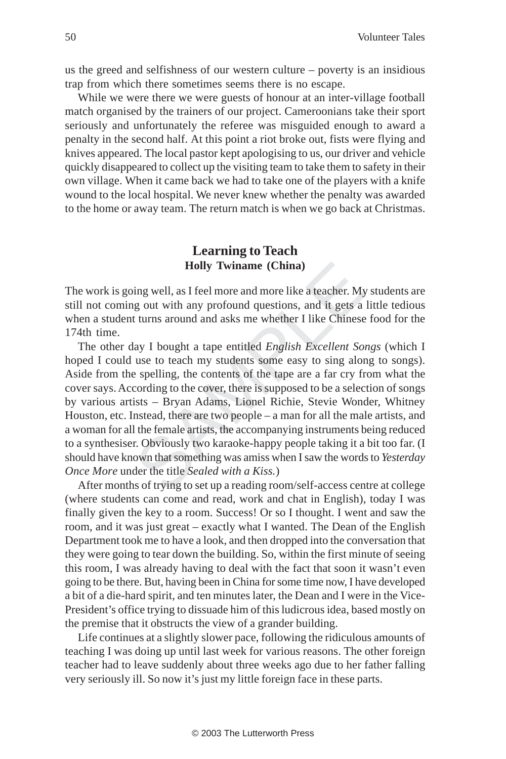us the greed and selfishness of our western culture – poverty is an insidious trap from which there sometimes seems there is no escape.

While we were there we were guests of honour at an inter-village football match organised by the trainers of our project. Cameroonians take their sport seriously and unfortunately the referee was misguided enough to award a penalty in the second half. At this point a riot broke out, fists were flying and knives appeared. The local pastor kept apologising to us, our driver and vehicle quickly disappeared to collect up the visiting team to take them to safety in their own village. When it came back we had to take one of the players with a knife wound to the local hospital. We never knew whether the penalty was awarded to the home or away team. The return match is when we go back at Christmas.

## Learning to Teach

**Holly Twiname (China)**

The work is going well, as I feel more and more like a teacher. My students are still not coming out with any profound questions, and it gets a little tedious when a student turns around and asks me whether I like Chinese food for the 174th time.

The other day I bought a tape entitled *English Excellent Songs* (which I hoped I could use to teach my students some easy to sing along to songs). Aside from the spelling, the contents of the tape are a far cry from what the cover says. According to the cover, there is supposed to be a selection of songs by various artists – Bryan Adams, Lionel Richie, Stevie Wonder, Whitney Houston, etc. Instead, there are two people – a man for all the male artists, and a woman for all the female artists, the accompanying instruments being reduced to a synthesiser. Obviously two karaoke-happy people taking it a bit too far. (I should have known that something was amiss when I saw the words to *Yesterday Once More* under the title *Sealed with a Kiss.*)

After months of trying to set up a reading room/self-access centre at college (where students can come and read, work and chat in English), today I was finally given the key to a room. Success! Or so I thought. I went and saw the room, and it was just great – exactly what I wanted. The Dean of the English Department took me to have a look, and then dropped into the conversation that they were going to tear down the building. So, within the first minute of seeing this room, I was already having to deal with the fact that soon it wasn't even going to be there. But, having been in China for some time now, I have developed a bit of a die-hard spirit, and ten minutes later, the Dean and I were in the Vice-President's office trying to dissuade him of this ludicrous idea, based mostly on the premise that it obstructs the view of a grander building.

Life continues at a slightly slower pace, following the ridiculous amounts of teaching I was doing up until last week for various reasons. The other foreign teacher had to leave suddenly about three weeks ago due to her father falling very seriously ill. So now it's just my little foreign face in these parts.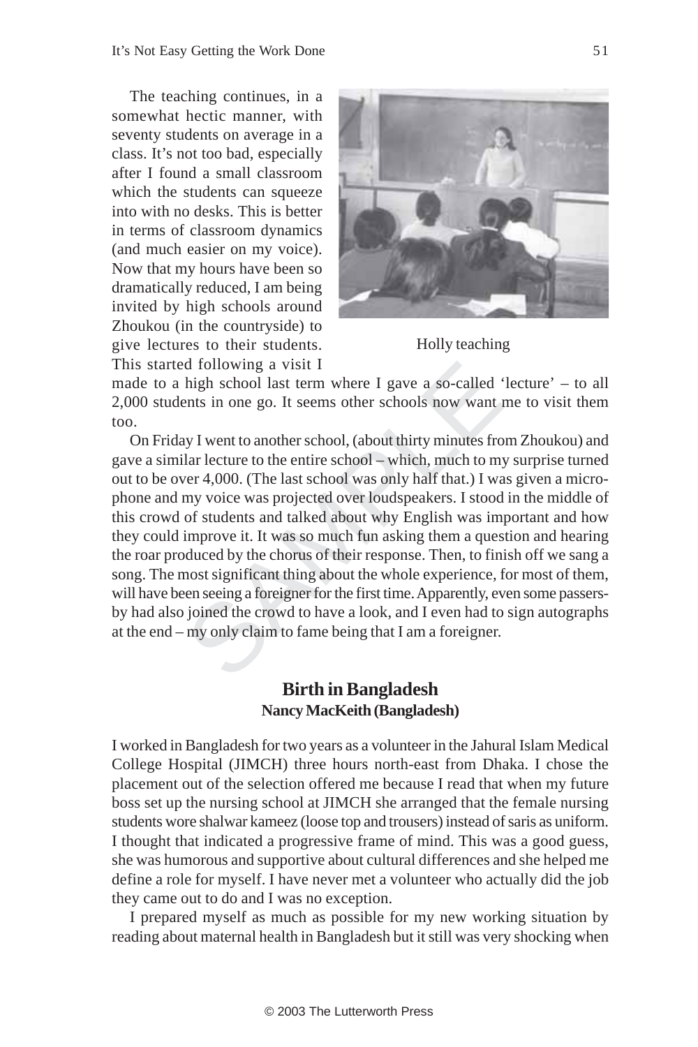The teaching continues, in a somewhat hectic manner, with seventy students on average in a class. It's not too bad, especially after I found a small classroom which the students can squeeze into with no desks. This is better in terms of classroom dynamics (and much easier on my voice). Now that my hours have been so dramatically reduced, I am being invited by high schools around Zhoukou (in the countryside) to give lectures to their students. This started following a visit I made to a high school last term where I gave a so-called 'lecture' – to all 2,000 students in one go. It seems other schools now want me to visit them too.

Holly teaching

On Friday I went to another school, (about thirty minutes from Zhoukou) and gave a similar lecture to the entire school – which, much to my surprise turned out to be over 4,000. (The last school was only half that.) I was given a microphone and my voice was projected over loudspeakers. I stood in the middle of this crowd of students and talked about why English was important and how they could improve it. It was so much fun asking them a question and hearing the roar produced by the chorus of their response. Then, to finish off we sang a song. The most significant thing about the whole experience, for most of them, will have been seeing a foreigner for the first time. Apparently, even some passers-by had also joined the crowd to have a look, and I even had to sign autographs at the end – my only claim to fame being that I am a foreigner.

## Birth in Bangladesh

**Nancy MacKeith (Bangladesh)**

I worked in Bangladesh for two years as a volunteer in the Jahural Islam Medical College Hospital (JIMCH) three hours north-east from Dhaka. I chose the placement out of the selection offered me because I read that when my future boss set up the nursing school at JIMCH she arranged that the female nursing students wore shalwar kameez (loose top and trousers) instead of saris as uniform. I thought that indicated a progressive frame of mind. This was a good guess, she was humorous and supportive about cultural differences and she helped me define a role for myself. I have never met a volunteer who actually did the job they came out to do and I was no exception.

I prepared myself as much as possible for my new working situation by reading about maternal health in Bangladesh but it still was very shocking when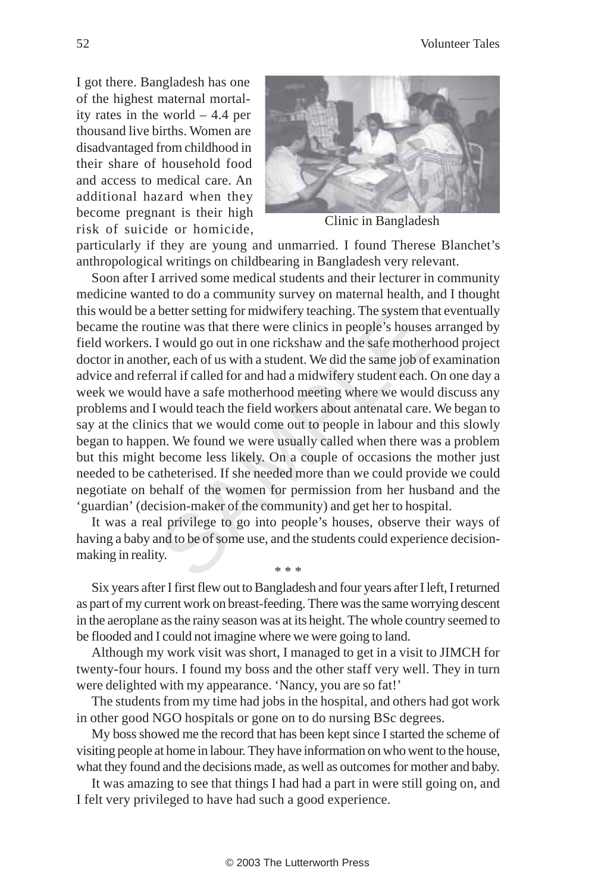I got there. Bangladesh has one of the highest maternal mortality rates in the world – 4.4 per thousand live births. Women are disadvantaged from childhood in their share of household food and access to medical care. An additional hazard when they become pregnant is their high risk of suicide or homicide, particularly if they are young and unmarried. I found Therese Blanchet's anthropological writings on childbearing in Bangladesh very relevant.

Clinic in Bangladesh

Soon after I arrived some medical students and their lecturer in community medicine wanted to do a community survey on maternal health, and I thought this would be a better setting for midwifery teaching. The system that eventually became the routine was that there were clinics in people's houses arranged by field workers. I would go out in one rickshaw and the safe motherhood project doctor in another, each of us with a student. We did the same job of examination advice and referral if called for and had a midwifery student each. On one day a week we would have a safe motherhood meeting where we would discuss any problems and I would teach the field workers about antenatal care. We began to say at the clinics that we would come out to people in labour and this slowly began to happen. We found we were usually called when there was a problem but this might become less likely. On a couple of occasions the mother just needed to be catheterised. If she needed more than we could provide we could negotiate on behalf of the women for permission from her husband and the 'guardian' (decision-maker of the community) and get her to hospital.

It was a real privilege to go into people's houses, observe their ways of having a baby and to be of some use, and the students could experience decision-making in reality.

* * *

Six years after I first flew out to Bangladesh and four years after I left, I returned as part of my current work on breast-feeding. There was the same worrying descent in the aeroplane as the rainy season was at its height. The whole country seemed to be flooded and I could not imagine where we were going to land.

Although my work visit was short, I managed to get in a visit to JIMCH for twenty-four hours. I found my boss and the other staff very well. They in turn were delighted with my appearance. 'Nancy, you are so fat!'

The students from my time had jobs in the hospital, and others had got work in other good NGO hospitals or gone on to do nursing BSc degrees.

My boss showed me the record that has been kept since I started the scheme of visiting people at home in labour. They have information on who went to the house, what they found and the decisions made, as well as outcomes for mother and baby.

It was amazing to see that things I had had a part in were still going on, and I felt very privileged to have had such a good experience.

© 2003 The Lutterworth Press